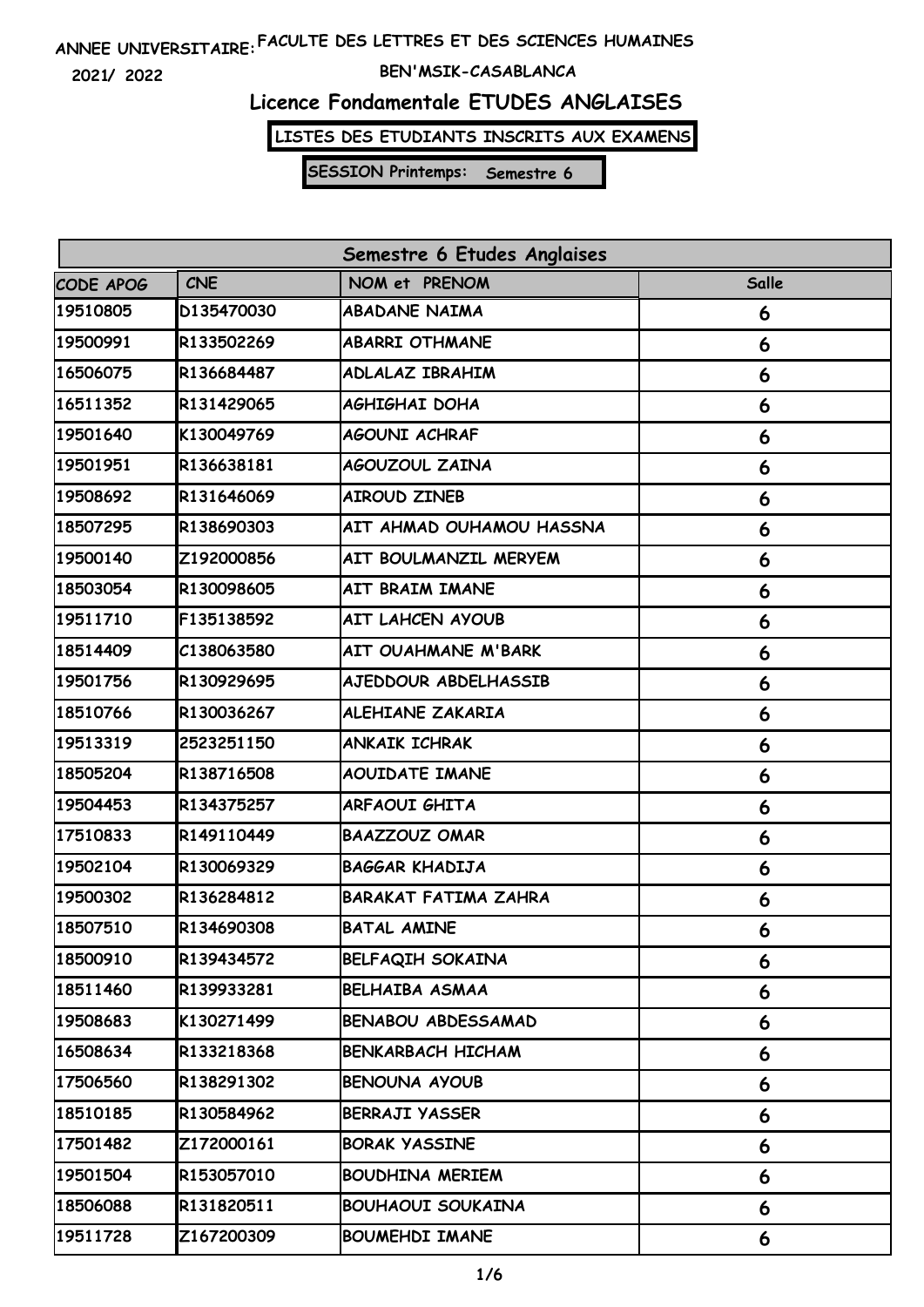ANNEE UNIVERSITAIRE: FACULTE DES LETTRES ET DES SCIENCES HUMAINES

2021/ 2022 BEN'MSIK-CASABLANCA

# Licence Fondamentale ETUDES ANGLAISES

**LISTES DES ETUDIANTS INSCRITS AUX EXAMENS**

**SESSION Printemps: Semestre 6**

| Semestre 6 Etudes Anglaises | | | |
|---|---|---|---|
| CODE APOG | CNE | NOM et PRENOM | Salle |
| 19510805 | D135470030 | ABADANE NAIMA | 6 |
| 19500991 | R133502269 | ABARRI OTHMANE | 6 |
| 16506075 | R136684487 | ADLALAZ IBRAHIM | 6 |
| 16511352 | R131429065 | AGHIGHAI DOHA | 6 |
| 19501640 | K130049769 | AGOUNI ACHRAF | 6 |
| 19501951 | R136638181 | AGOUZOUL ZAINA | 6 |
| 19508692 | R131646069 | AIROUD ZINEB | 6 |
| 18507295 | R138690303 | AIT AHMAD OUHAMOU HASSNA | 6 |
| 19500140 | Z192000856 | AIT BOULMANZIL MERYEM | 6 |
| 18503054 | R130098605 | AIT BRAIM IMANE | 6 |
| 19511710 | F135138592 | AIT LAHCEN AYOUB | 6 |
| 18514409 | C138063580 | AIT OUAHMANE M'BARK | 6 |
| 19501756 | R130929695 | AJEDDOUR ABDELHASSIB | 6 |
| 18510766 | R130036267 | ALEHIANE ZAKARIA | 6 |
| 19513319 | 2523251150 | ANKAIK ICHRAK | 6 |
| 18505204 | R138716508 | AOUIDATE IMANE | 6 |
| 19504453 | R134375257 | ARFAOUI GHITA | 6 |
| 17510833 | R149110449 | BAAZZOUZ OMAR | 6 |
| 19502104 | R130069329 | BAGGAR KHADIJA | 6 |
| 19500302 | R136284812 | BARAKAT FATIMA ZAHRA | 6 |
| 18507510 | R134690308 | BATAL AMINE | 6 |
| 18500910 | R139434572 | BELFAQIH SOKAINA | 6 |
| 18511460 | R139933281 | BELHAIBA ASMAA | 6 |
| 19508683 | K130271499 | BENABOU ABDESSAMAD | 6 |
| 16508634 | R133218368 | BENKARBACH HICHAM | 6 |
| 17506560 | R138291302 | BENOUNA AYOUB | 6 |
| 18510185 | R130584962 | BERRAJI YASSER | 6 |
| 17501482 | Z172000161 | BORAK YASSINE | 6 |
| 19501504 | R153057010 | BOUDHINA MERIEM | 6 |
| 18506088 | R131820511 | BOUHAOUI SOUKAINA | 6 |
| 19511728 | Z167200309 | BOUMEHDI IMANE | 6 |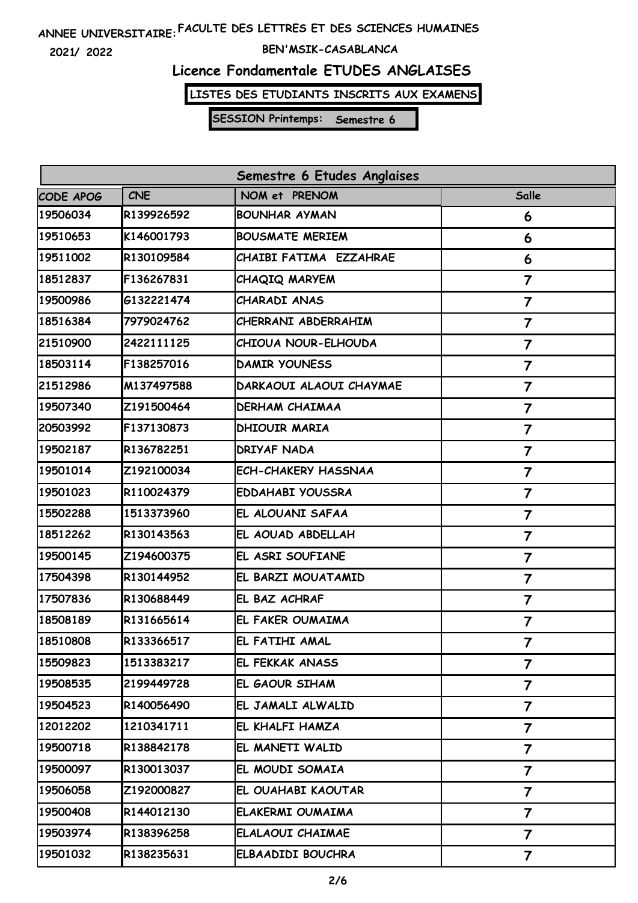ANNEE UNIVERSITAIRE: FACULTE DES LETTRES ET DES SCIENCES HUMAINES

2021/ 2022 BEN'MSIK-CASABLANCA

# Licence Fondamentale ETUDES ANGLAISES

**LISTES DES ETUDIANTS INSCRITS AUX EXAMENS**

**SESSION Printemps: Semestre 6**

| Semestre 6 Etudes Anglaises | | | |
|---|---|---|---|
| CODE APOG | CNE | NOM et PRENOM | Salle |
| 19506034 | R139926592 | BOUNHAR AYMAN | 6 |
| 19510653 | K146001793 | BOUSMATE MERIEM | 6 |
| 19511002 | R130109584 | CHAIBI FATIMA EZZAHRAE | 6 |
| 18512837 | F136267831 | CHAQIQ MARYEM | 7 |
| 19500986 | G132221474 | CHARADI ANAS | 7 |
| 18516384 | 7979024762 | CHERRANI ABDERRAHIM | 7 |
| 21510900 | 2422111125 | CHIOUA NOUR-ELHOUDA | 7 |
| 18503114 | F138257016 | DAMIR YOUNESS | 7 |
| 21512986 | M137497588 | DARKAOUI ALAOUI CHAYMAE | 7 |
| 19507340 | Z191500464 | DERHAM CHAIMAA | 7 |
| 20503992 | F137130873 | DHIOUIR MARIA | 7 |
| 19502187 | R136782251 | DRIYAF NADA | 7 |
| 19501014 | Z192100034 | ECH-CHAKERY HASSNAA | 7 |
| 19501023 | R110024379 | EDDAHABI YOUSSRA | 7 |
| 15502288 | 1513373960 | EL ALOUANI SAFAA | 7 |
| 18512262 | R130143563 | EL AOUAD ABDELLAH | 7 |
| 19500145 | Z194600375 | EL ASRI SOUFIANE | 7 |
| 17504398 | R130144952 | EL BARZI MOUATAMID | 7 |
| 17507836 | R130688449 | EL BAZ ACHRAF | 7 |
| 18508189 | R131665614 | EL FAKER OUMAIMA | 7 |
| 18510808 | R133366517 | EL FATIHI AMAL | 7 |
| 15509823 | 1513383217 | EL FEKKAK ANASS | 7 |
| 19508535 | 2199449728 | EL GAOUR SIHAM | 7 |
| 19504523 | R140056490 | EL JAMALI ALWALID | 7 |
| 12012202 | 1210341711 | EL KHALFI HAMZA | 7 |
| 19500718 | R138842178 | EL MANETI WALID | 7 |
| 19500097 | R130013037 | EL MOUDI SOMAIA | 7 |
| 19506058 | Z192000827 | EL OUAHABI KAOUTAR | 7 |
| 19500408 | R144012130 | ELAKERMI OUMAIMA | 7 |
| 19503974 | R138396258 | ELALAOUI CHAIMAE | 7 |
| 19501032 | R138235631 | ELBAADIDI BOUCHRA | 7 |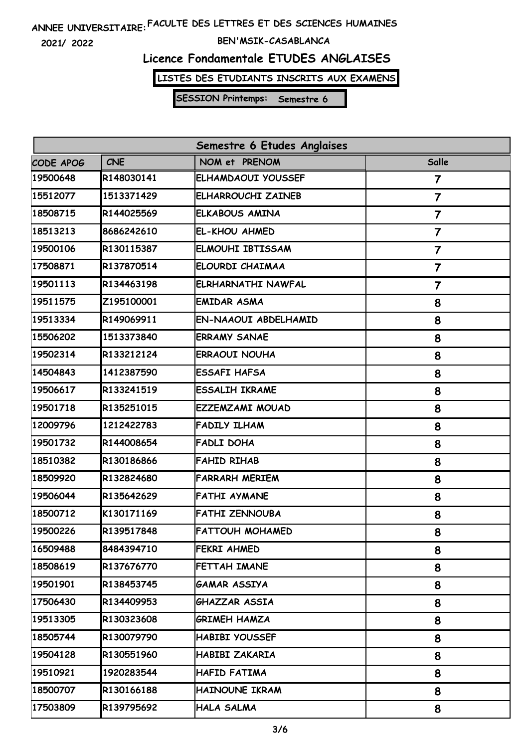ANNEE UNIVERSITAIRE: FACULTE DES LETTRES ET DES SCIENCES HUMAINES

2021/ 2022

BEN'MSIK-CASABLANCA

# Licence Fondamentale ETUDES ANGLAISES

**LISTES DES ETUDIANTS INSCRITS AUX EXAMENS**

**SESSION Printemps: Semestre 6**

| Semestre 6 Etudes Anglaises | | | |
|---|---|---|---|
| CODE APOG | CNE | NOM et PRENOM | Salle |
| 19500648 | R148030141 | ELHAMDAOUI YOUSSEF | 7 |
| 15512077 | 1513371429 | ELHARROUCHI ZAINEB | 7 |
| 18508715 | R144025569 | ELKABOUS AMINA | 7 |
| 18513213 | 8686242610 | EL-KHOU AHMED | 7 |
| 19500106 | R130115387 | ELMOUHI IBTISSAM | 7 |
| 17508871 | R137870514 | ELOURDI CHAIMAA | 7 |
| 19501113 | R134463198 | ELRHARNATHI NAWFAL | 7 |
| 19511575 | Z195100001 | EMIDAR ASMA | 8 |
| 19513334 | R149069911 | EN-NAAOUI ABDELHAMID | 8 |
| 15506202 | 1513373840 | ERRAMY SANAE | 8 |
| 19502314 | R133212124 | ERRAOUI NOUHA | 8 |
| 14504843 | 1412387590 | ESSAFI HAFSA | 8 |
| 19506617 | R133241519 | ESSALIH IKRAME | 8 |
| 19501718 | R135251015 | EZZEMZAMI MOUAD | 8 |
| 12009796 | 1212422783 | FADILY ILHAM | 8 |
| 19501732 | R144008654 | FADLI DOHA | 8 |
| 18510382 | R130186866 | FAHID RIHAB | 8 |
| 18509920 | R132824680 | FARRARH MERIEM | 8 |
| 19506044 | R135642629 | FATHI AYMANE | 8 |
| 18500712 | K130171169 | FATHI ZENNOUBA | 8 |
| 19500226 | R139517848 | FATTOUH MOHAMED | 8 |
| 16509488 | 8484394710 | FEKRI AHMED | 8 |
| 18508619 | R137676770 | FETTAH IMANE | 8 |
| 19501901 | R138453745 | GAMAR ASSIYA | 8 |
| 17506430 | R134409953 | GHAZZAR ASSIA | 8 |
| 19513305 | R130323608 | GRIMEH HAMZA | 8 |
| 18505744 | R130079790 | HABIBI YOUSSEF | 8 |
| 19504128 | R130551960 | HABIBI ZAKARIA | 8 |
| 19510921 | 1920283544 | HAFID FATIMA | 8 |
| 18500707 | R130166188 | HAINOUNE IKRAM | 8 |
| 17503809 | R139795692 | HALA SALMA | 8 |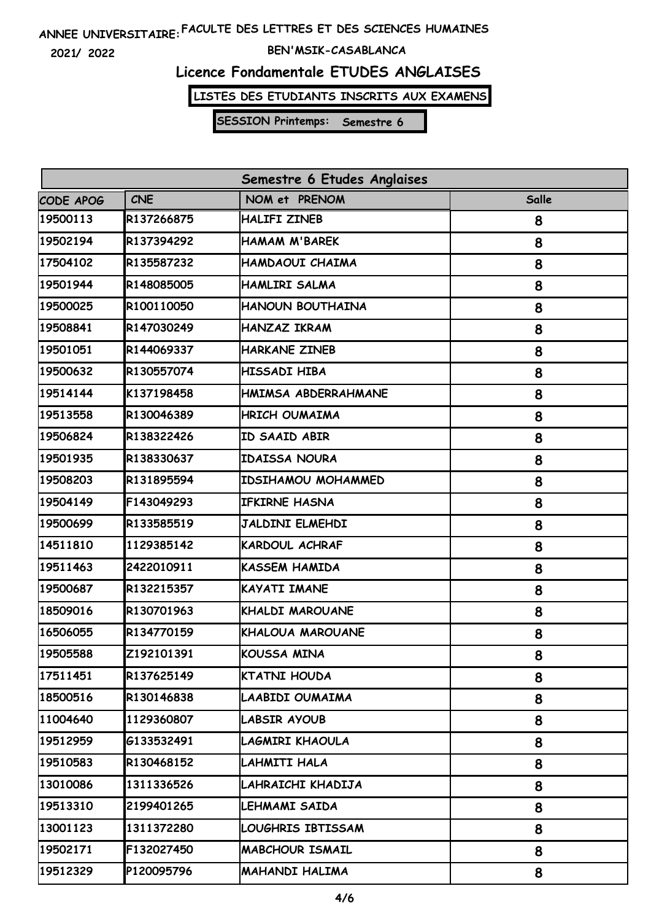ANNEE UNIVERSITAIRE: FACULTE DES LETTRES ET DES SCIENCES HUMAINES

2021/ 2022 BEN'MSIK-CASABLANCA

## Licence Fondamentale ETUDES ANGLAISES

**LISTES DES ETUDIANTS INSCRITS AUX EXAMENS**

**SESSION Printemps: Semestre 6**

| Semestre 6 Etudes Anglaises | | | |
|---|---|---|---|
| CODE APOG | CNE | NOM et PRENOM | Salle |
| 19500113 | R137266875 | HALIFI ZINEB | 8 |
| 19502194 | R137394292 | HAMAM M'BAREK | 8 |
| 17504102 | R135587232 | HAMDAOUI CHAIMA | 8 |
| 19501944 | R148085005 | HAMLIRI SALMA | 8 |
| 19500025 | R100110050 | HANOUN BOUTHAINA | 8 |
| 19508841 | R147030249 | HANZAZ IKRAM | 8 |
| 19501051 | R144069337 | HARKANE ZINEB | 8 |
| 19500632 | R130557074 | HISSADI HIBA | 8 |
| 19514144 | K137198458 | HMIMSA ABDERRAHMANE | 8 |
| 19513558 | R130046389 | HRICH OUMAIMA | 8 |
| 19506824 | R138322426 | ID SAAID ABIR | 8 |
| 19501935 | R138330637 | IDAISSA NOURA | 8 |
| 19508203 | R131895594 | IDSIHAMOU MOHAMMED | 8 |
| 19504149 | F143049293 | IFKIRNE HASNA | 8 |
| 19500699 | R133585519 | JALDINI ELMEHDI | 8 |
| 14511810 | 1129385142 | KARDOUL ACHRAF | 8 |
| 19511463 | 2422010911 | KASSEM HAMIDA | 8 |
| 19500687 | R132215357 | KAYATI IMANE | 8 |
| 18509016 | R130701963 | KHALDI MAROUANE | 8 |
| 16506055 | R134770159 | KHALOUA MAROUANE | 8 |
| 19505588 | Z192101391 | KOUSSA MINA | 8 |
| 17511451 | R137625149 | KTATNI HOUDA | 8 |
| 18500516 | R130146838 | LAABIDI OUMAIMA | 8 |
| 11004640 | 1129360807 | LABSIR AYOUB | 8 |
| 19512959 | G133532491 | LAGMIRI KHAOULA | 8 |
| 19510583 | R130468152 | LAHMITI HALA | 8 |
| 13010086 | 1311336526 | LAHRAICHI KHADIJA | 8 |
| 19513310 | 2199401265 | LEHMAMI SAIDA | 8 |
| 13001123 | 1311372280 | LOUGHRIS IBTISSAM | 8 |
| 19502171 | F132027450 | MABCHOUR ISMAIL | 8 |
| 19512329 | P120095796 | MAHANDI HALIMA | 8 |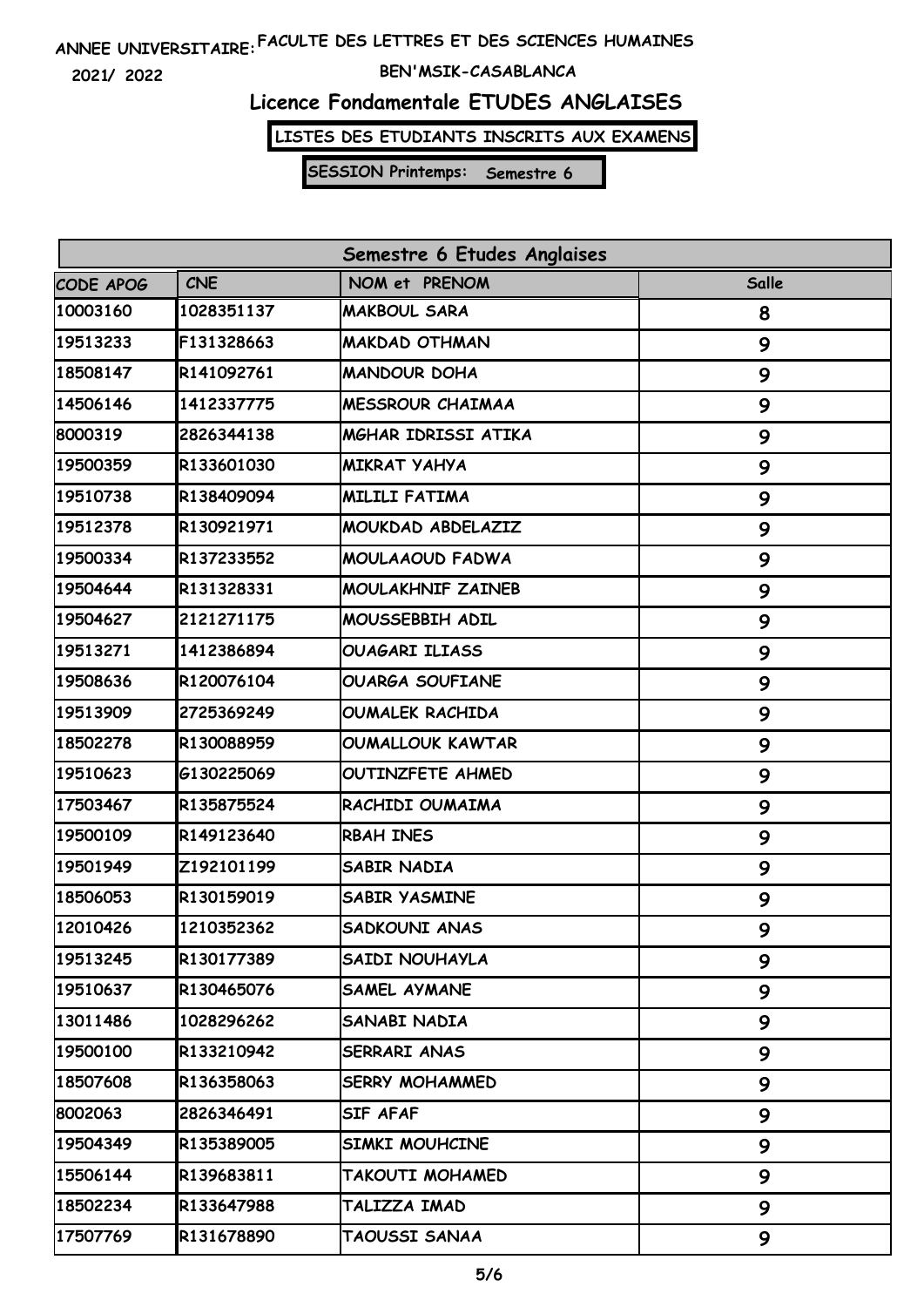ANNEE UNIVERSITAIRE: FACULTE DES LETTRES ET DES SCIENCES HUMAINES

2021/ 2022 BEN'MSIK-CASABLANCA

# Licence Fondamentale ETUDES ANGLAISES

**LISTES DES ETUDIANTS INSCRITS AUX EXAMENS**

**SESSION Printemps: Semestre 6**

| Semestre 6 Etudes Anglaises | | | |
|---|---|---|---|
| CODE APOG | CNE | NOM et PRENOM | Salle |
| 10003160 | 1028351137 | MAKBOUL SARA | 8 |
| 19513233 | F131328663 | MAKDAD OTHMAN | 9 |
| 18508147 | R141092761 | MANDOUR DOHA | 9 |
| 14506146 | 1412337775 | MESSROUR CHAIMAA | 9 |
| 8000319 | 2826344138 | MGHAR IDRISSI ATIKA | 9 |
| 19500359 | R133601030 | MIKRAT YAHYA | 9 |
| 19510738 | R138409094 | MILILI FATIMA | 9 |
| 19512378 | R130921971 | MOUKDAD ABDELAZIZ | 9 |
| 19500334 | R137233552 | MOULAAOUD FADWA | 9 |
| 19504644 | R131328331 | MOULAKHNIF ZAINEB | 9 |
| 19504627 | 2121271175 | MOUSSEBBIH ADIL | 9 |
| 19513271 | 1412386894 | OUAGARI ILIASS | 9 |
| 19508636 | R120076104 | OUARGA SOUFIANE | 9 |
| 19513909 | 2725369249 | OUMALEK RACHIDA | 9 |
| 18502278 | R130088959 | OUMALLOUK KAWTAR | 9 |
| 19510623 | G130225069 | OUTINZFETE AHMED | 9 |
| 17503467 | R135875524 | RACHIDI OUMAIMA | 9 |
| 19500109 | R149123640 | RBAH INES | 9 |
| 19501949 | Z192101199 | SABIR NADIA | 9 |
| 18506053 | R130159019 | SABIR YASMINE | 9 |
| 12010426 | 1210352362 | SADKOUNI ANAS | 9 |
| 19513245 | R130177389 | SAIDI NOUHAYLA | 9 |
| 19510637 | R130465076 | SAMEL AYMANE | 9 |
| 13011486 | 1028296262 | SANABI NADIA | 9 |
| 19500100 | R133210942 | SERRARI ANAS | 9 |
| 18507608 | R136358063 | SERRY MOHAMMED | 9 |
| 8002063 | 2826346491 | SIF AFAF | 9 |
| 19504349 | R135389005 | SIMKI MOUHCINE | 9 |
| 15506144 | R139683811 | TAKOUTI MOHAMED | 9 |
| 18502234 | R133647988 | TALIZZA IMAD | 9 |
| 17507769 | R131678890 | TAOUSSI SANAA | 9 |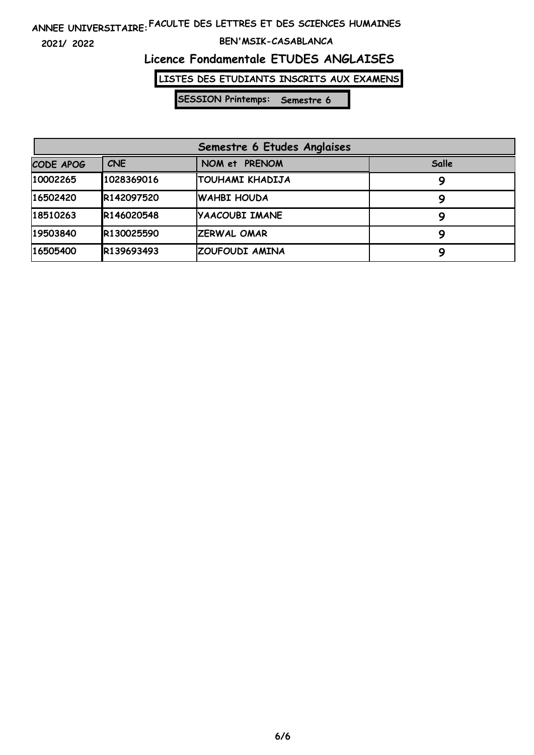ANNEE UNIVERSITAIRE: FACULTE DES LETTRES ET DES SCIENCES HUMAINES

2021/ 2022

BEN'MSIK-CASABLANCA

# Licence Fondamentale ETUDES ANGLAISES

## LISTES DES ETUDIANTS INSCRITS AUX EXAMENS

### SESSION Printemps: Semestre 6

| Semestre 6 Etudes Anglaises | | | |
|---|---|---|---|
| CODE APOG | CNE | NOM et PRENOM | Salle |
| 10002265 | 1028369016 | TOUHAMI KHADIJA | 9 |
| 16502420 | R142097520 | WAHBI HOUDA | 9 |
| 18510263 | R146020548 | YAACOUBI IMANE | 9 |
| 19503840 | R130025590 | ZERWAL OMAR | 9 |
| 16505400 | R139693493 | ZOUFOUDI AMINA | 9 |